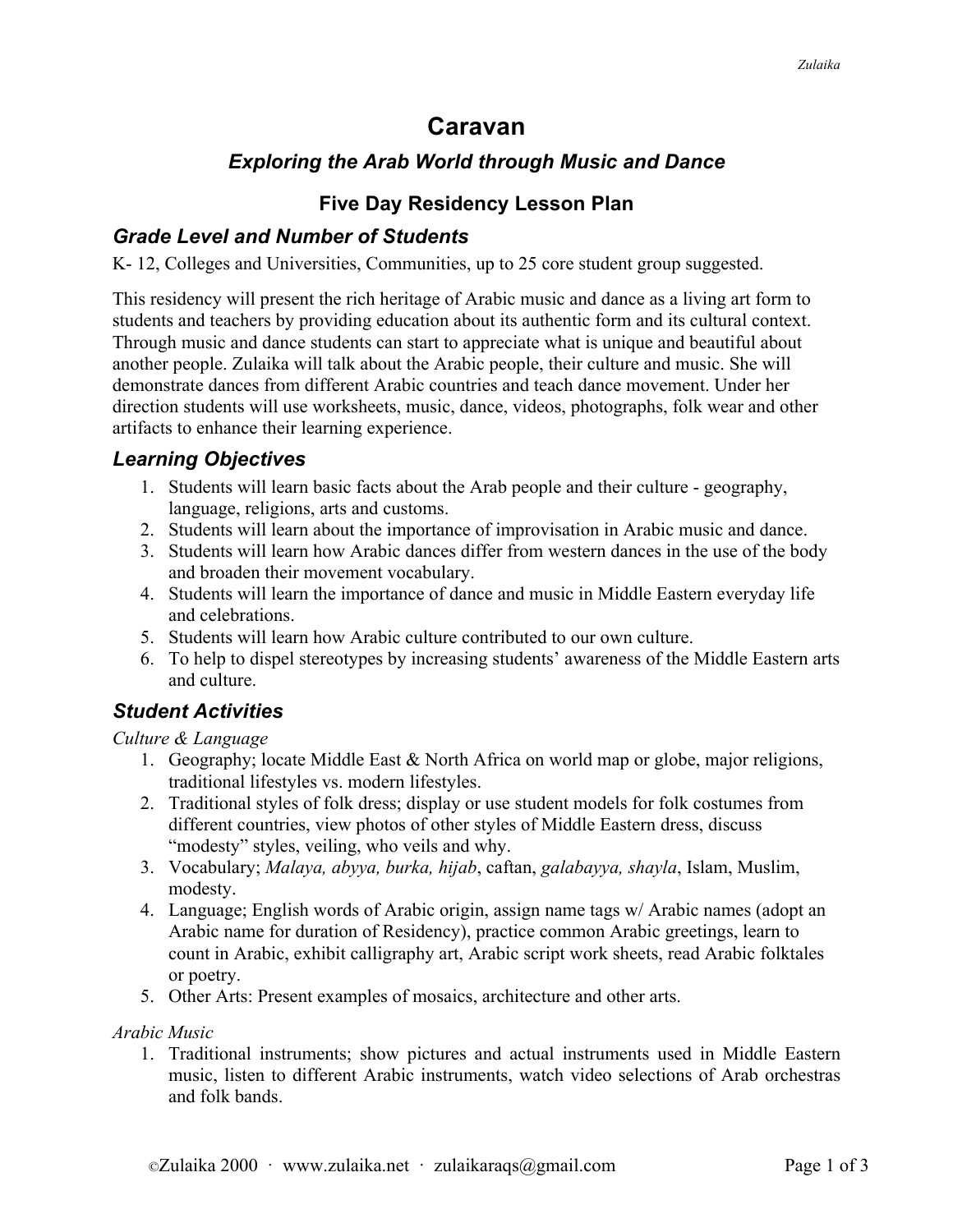# Caravan

## *Exploring the Arab World through Music and Dance*

### Five Day Residency Lesson Plan

### *Grade Level and Number of Students*

K- 12, Colleges and Universities, Communities, up to 25 core student group suggested.

This residency will present the rich heritage of Arabic music and dance as a living art form to students and teachers by providing education about its authentic form and its cultural context. Through music and dance students can start to appreciate what is unique and beautiful about another people. Zulaika will talk about the Arabic people, their culture and music. She will demonstrate dances from different Arabic countries and teach dance movement. Under her direction students will use worksheets, music, dance, videos, photographs, folk wear and other artifacts to enhance their learning experience.

### *Learning Objectives*

1. Students will learn basic facts about the Arab people and their culture - geography, language, religions, arts and customs.
2. Students will learn about the importance of improvisation in Arabic music and dance.
3. Students will learn how Arabic dances differ from western dances in the use of the body and broaden their movement vocabulary.
4. Students will learn the importance of dance and music in Middle Eastern everyday life and celebrations.
5. Students will learn how Arabic culture contributed to our own culture.
6. To help to dispel stereotypes by increasing students' awareness of the Middle Eastern arts and culture.

### *Student Activities*

*Culture & Language*

1. Geography; locate Middle East & North Africa on world map or globe, major religions, traditional lifestyles vs. modern lifestyles.
2. Traditional styles of folk dress; display or use student models for folk costumes from different countries, view photos of other styles of Middle Eastern dress, discuss "modesty" styles, veiling, who veils and why.
3. Vocabulary; *Malaya, abyya, burka, hijab*, caftan, *galabayya, shayla*, Islam, Muslim, modesty.
4. Language; English words of Arabic origin, assign name tags w/ Arabic names (adopt an Arabic name for duration of Residency), practice common Arabic greetings, learn to count in Arabic, exhibit calligraphy art, Arabic script work sheets, read Arabic folktales or poetry.
5. Other Arts: Present examples of mosaics, architecture and other arts.

*Arabic Music*

1. Traditional instruments; show pictures and actual instruments used in Middle Eastern music, listen to different Arabic instruments, watch video selections of Arab orchestras and folk bands.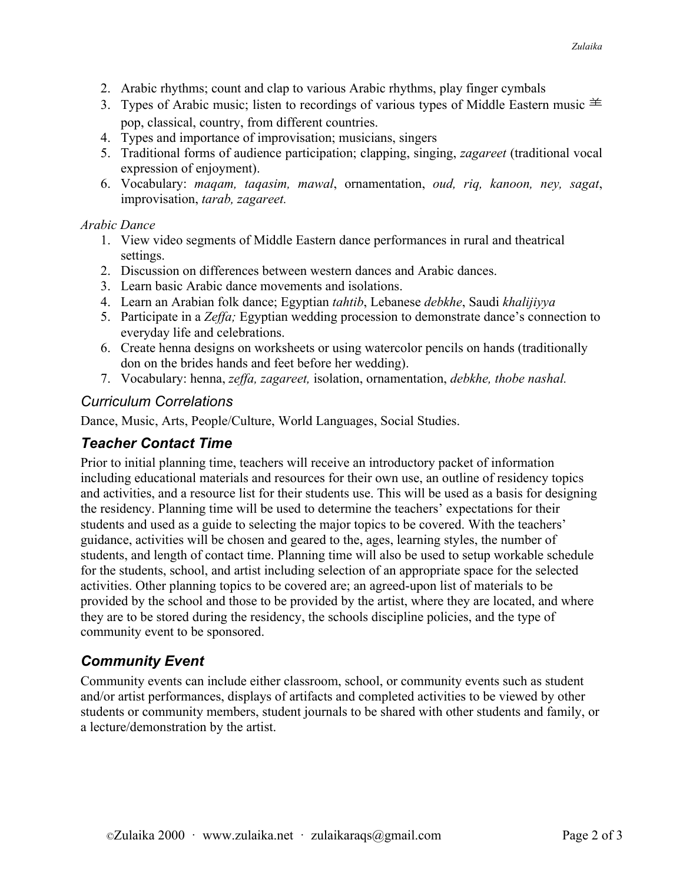2. Arabic rhythms; count and clap to various Arabic rhythms, play finger cymbals
3. Types of Arabic music; listen to recordings of various types of Middle Eastern music 〜 pop, classical, country, from different countries.
4. Types and importance of improvisation; musicians, singers
5. Traditional forms of audience participation; clapping, singing, *zagareet* (traditional vocal expression of enjoyment).
6. Vocabulary: *maqam, taqasim, mawal*, ornamentation, *oud, riq, kanoon, ney, sagat*, improvisation, *tarab, zagareet.*

*Arabic Dance*

1. View video segments of Middle Eastern dance performances in rural and theatrical settings.
2. Discussion on differences between western dances and Arabic dances.
3. Learn basic Arabic dance movements and isolations.
4. Learn an Arabian folk dance; Egyptian *tahtib*, Lebanese *debkhe*, Saudi *khalijiyya*
5. Participate in a *Zeffa;* Egyptian wedding procession to demonstrate dance's connection to everyday life and celebrations.
6. Create henna designs on worksheets or using watercolor pencils on hands (traditionally don on the brides hands and feet before her wedding).
7. Vocabulary: henna, *zeffa, zagareet,* isolation, ornamentation, *debkhe, thobe nashal.*

### *Curriculum Correlations*

Dance, Music, Arts, People/Culture, World Languages, Social Studies.

## ***Teacher Contact Time***

Prior to initial planning time, teachers will receive an introductory packet of information including educational materials and resources for their own use, an outline of residency topics and activities, and a resource list for their students use. This will be used as a basis for designing the residency. Planning time will be used to determine the teachers' expectations for their students and used as a guide to selecting the major topics to be covered. With the teachers' guidance, activities will be chosen and geared to the, ages, learning styles, the number of students, and length of contact time. Planning time will also be used to setup workable schedule for the students, school, and artist including selection of an appropriate space for the selected activities. Other planning topics to be covered are; an agreed-upon list of materials to be provided by the school and those to be provided by the artist, where they are located, and where they are to be stored during the residency, the schools discipline policies, and the type of community event to be sponsored.

## ***Community Event***

Community events can include either classroom, school, or community events such as student and/or artist performances, displays of artifacts and completed activities to be viewed by other students or community members, student journals to be shared with other students and family, or a lecture/demonstration by the artist.